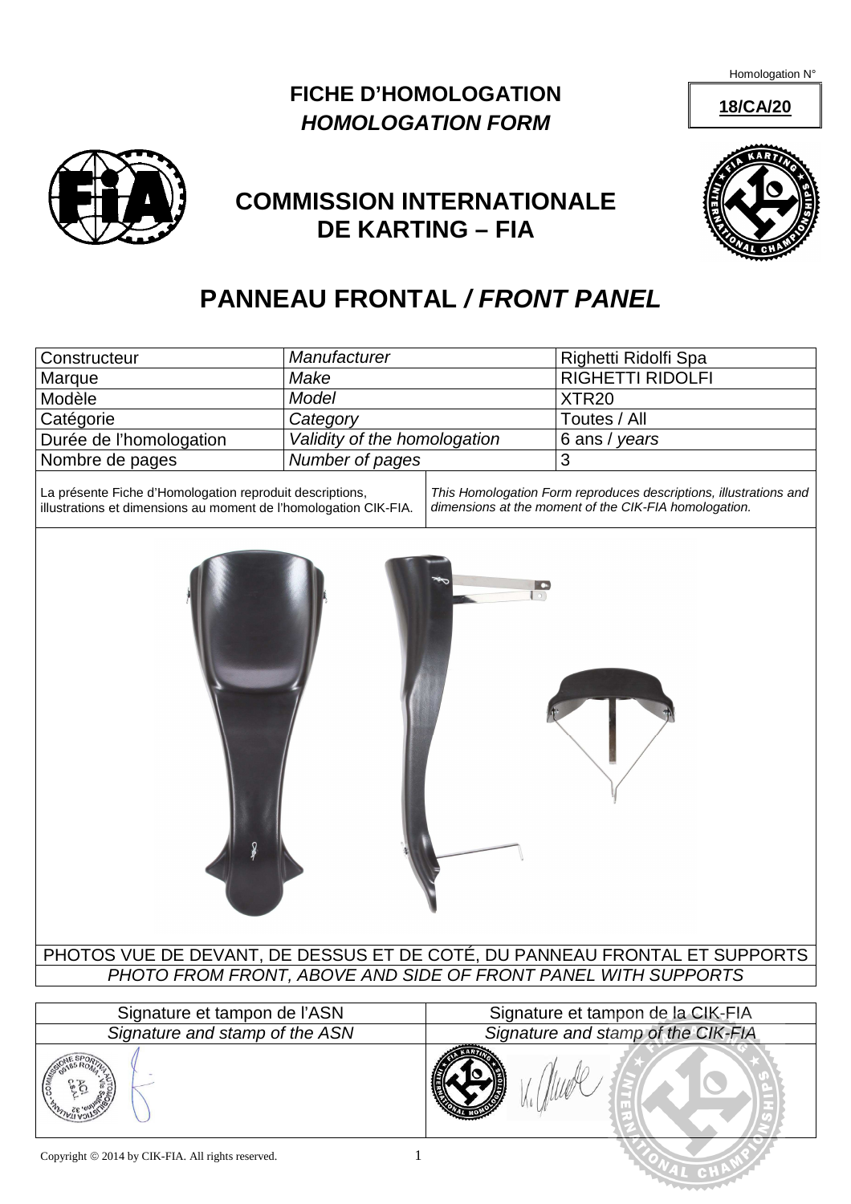Homologation N°

**18/CA/20**

# FICHE D'HOMOLOGATION
## *HOMOLOGATION FORM*

## COMMISSION INTERNATIONALE DE KARTING – FIA

# PANNEAU FRONTAL / *FRONT PANEL*

| | | |
|---|---|---|
| Constructeur | *Manufacturer* | Righetti Ridolfi Spa |
| Marque | *Make* | RIGHETTI RIDOLFI |
| Modèle | *Model* | XTR20 |
| Catégorie | *Category* | Toutes / All |
| Durée de l'homologation | *Validity of the homologation* | 6 ans / *years* |
| Nombre de pages | *Number of pages* | 3 |

La présente Fiche d'Homologation reproduit descriptions, illustrations et dimensions au moment de l'homologation CIK-FIA.

*This Homologation Form reproduces descriptions, illustrations and dimensions at the moment of the CIK-FIA homologation.*

PHOTOS VUE DE DEVANT, DE DESSUS ET DE COTÉ, DU PANNEAU FRONTAL ET SUPPORTS

*PHOTO FROM FRONT, ABOVE AND SIDE OF FRONT PANEL WITH SUPPORTS*

| Signature et tampon de l'ASN | Signature et tampon de la CIK-FIA |
|---|---|
| *Signature and stamp of the ASN* | *Signature and stamp of the CIK-FIA* |

Copyright © 2014 by CIK-FIA. All rights reserved.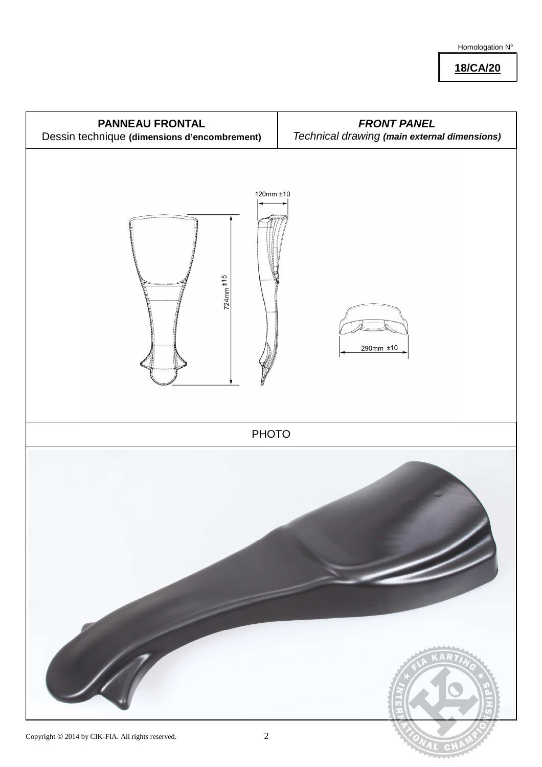Homologation N°

**18/CA/20**

| **PANNEAU FRONTAL**<br>Dessin technique **(dimensions d'encombrement)** | ***FRONT PANEL***<br>*Technical drawing* ***(main external dimensions)*** |
|---|---|

120mm ±10

724mm ±15

290mm ±10

PHOTO

Copyright © 2014 by CIK-FIA. All rights reserved.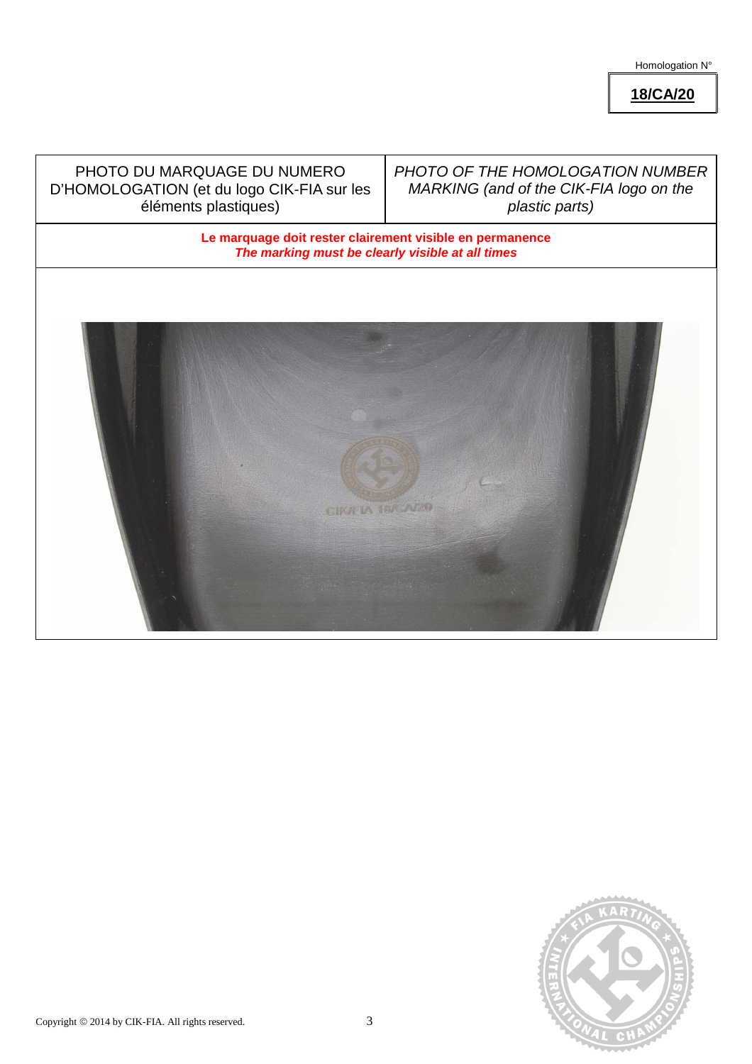Homologation N°

**18/CA/20**

| PHOTO DU MARQUAGE DU NUMERO D'HOMOLOGATION (et du logo CIK-FIA sur les éléments plastiques) | *PHOTO OF THE HOMOLOGATION NUMBER MARKING (and of the CIK-FIA logo on the plastic parts)* |
|---|---|
| **Le marquage doit rester clairement visible en permanence** *The marking must be clearly visible at all times* | |

Copyright © 2014 by CIK-FIA. All rights reserved.